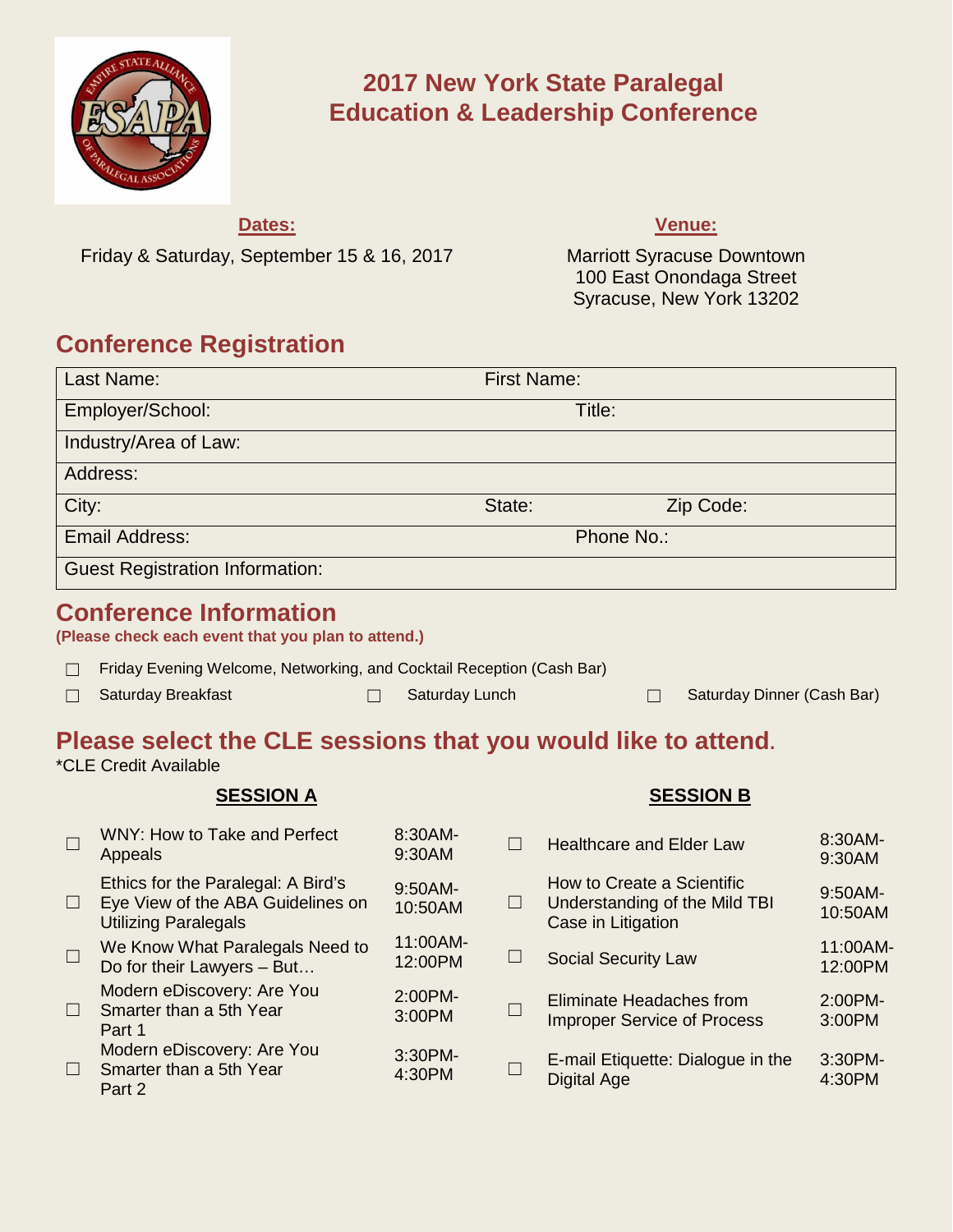# 2017 New York State Paralegal Education & Leadership Conference

**Dates:**

Friday & Saturday, September 15 & 16, 2017

**Venue:**

Marriott Syracuse Downtown
100 East Onondaga Street
Syracuse, New York 13202

## Conference Registration

| | | |
|---|---|---|
| Last Name: | First Name: | |
| Employer/School: | Title: | |
| Industry/Area of Law: | | |
| Address: | | |
| City: | State: | Zip Code: |
| Email Address: | Phone No.: | |
| Guest Registration Information: | | |

## Conference Information

**(Please check each event that you plan to attend.)**

☐ Friday Evening Welcome, Networking, and Cocktail Reception (Cash Bar)

☐ Saturday Breakfast ☐ Saturday Lunch ☐ Saturday Dinner (Cash Bar)

## Please select the CLE sessions that you would like to attend.

*CLE Credit Available

**SESSION A**

| | Session | Time |
|---|---|---|
| ☐ | WNY: How to Take and Perfect Appeals | 8:30AM-9:30AM |
| ☐ | Ethics for the Paralegal: A Bird's Eye View of the ABA Guidelines on Utilizing Paralegals | 9:50AM-10:50AM |
| ☐ | We Know What Paralegals Need to Do for their Lawyers – But… | 11:00AM-12:00PM |
| ☐ | Modern eDiscovery: Are You Smarter than a 5th Year Part 1 | 2:00PM-3:00PM |
| ☐ | Modern eDiscovery: Are You Smarter than a 5th Year Part 2 | 3:30PM-4:30PM |

**SESSION B**

| | Session | Time |
|---|---|---|
| ☐ | Healthcare and Elder Law | 8:30AM-9:30AM |
| ☐ | How to Create a Scientific Understanding of the Mild TBI Case in Litigation | 9:50AM-10:50AM |
| ☐ | Social Security Law | 11:00AM-12:00PM |
| ☐ | Eliminate Headaches from Improper Service of Process | 2:00PM-3:00PM |
| ☐ | E-mail Etiquette: Dialogue in the Digital Age | 3:30PM-4:30PM |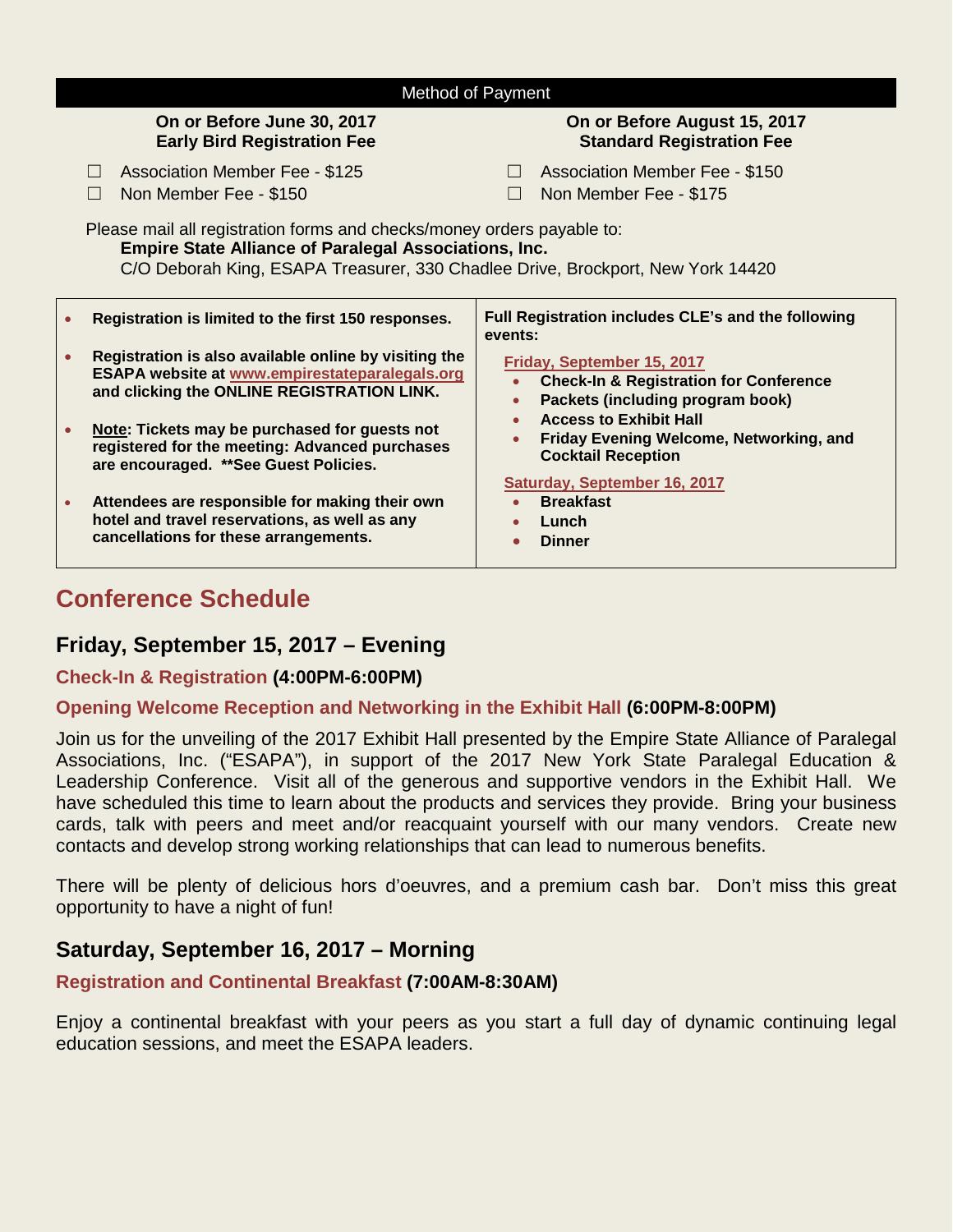## Method of Payment

**On or Before June 30, 2017**
**Early Birds Registration Fee**

- ☐ Association Member Fee - $125
- ☐ Non Member Fee - $150

**On or Before August 15, 2017**
**Standard Registration Fee**

- ☐ Association Member Fee - $150
- ☐ Non Member Fee - $175

Please mail all registration forms and checks/money orders payable to:
**Empire State Alliance of Paralegal Associations, Inc.**
C/O Deborah King, ESAPA Treasurer, 330 Chadlee Drive, Brockport, New York 14420

- **Registration is limited to the first 150 responses.**
- **Registration is also available online by visiting the ESAPA website at [www.empirestateparalegals.org](http://www.empirestateparalegals.org) and clicking the ONLINE REGISTRATION LINK.**
- **Note: Tickets may be purchased for guests not registered for the meeting: Advanced purchases are encouraged. **See Guest Policies.**
- **Attendees are responsible for making their own hotel and travel reservations, as well as any cancellations for these arrangements.**

**Full Registration includes CLE's and the following events:**

Friday, September 15, 2017

- **Check-In & Registration for Conference**
- **Packets (including program book)**
- **Access to Exhibit Hall**
- **Friday Evening Welcome, Networking, and Cocktail Reception**

Saturday, September 16, 2017

- **Breakfast**
- **Lunch**
- **Dinner**

# Conference Schedule

## Friday, September 15, 2017 – Evening

### Check-In & Registration (4:00PM-6:00PM)

### Opening Welcome Reception and Networking in the Exhibit Hall (6:00PM-8:00PM)

Join us for the unveiling of the 2017 Exhibit Hall presented by the Empire State Alliance of Paralegal Associations, Inc. ("ESAPA"), in support of the 2017 New York State Paralegal Education & Leadership Conference. Visit all of the generous and supportive vendors in the Exhibit Hall. We have scheduled this time to learn about the products and services they provide. Bring your business cards, talk with peers and meet and/or reacquaint yourself with our many vendors. Create new contacts and develop strong working relationships that can lead to numerous benefits.

There will be plenty of delicious hors d'oeuvres, and a premium cash bar. Don't miss this great opportunity to have a night of fun!

## Saturday, September 16, 2017 – Morning

### Registration and Continental Breakfast (7:00AM-8:30AM)

Enjoy a continental breakfast with your peers as you start a full day of dynamic continuing legal education sessions, and meet the ESAPA leaders.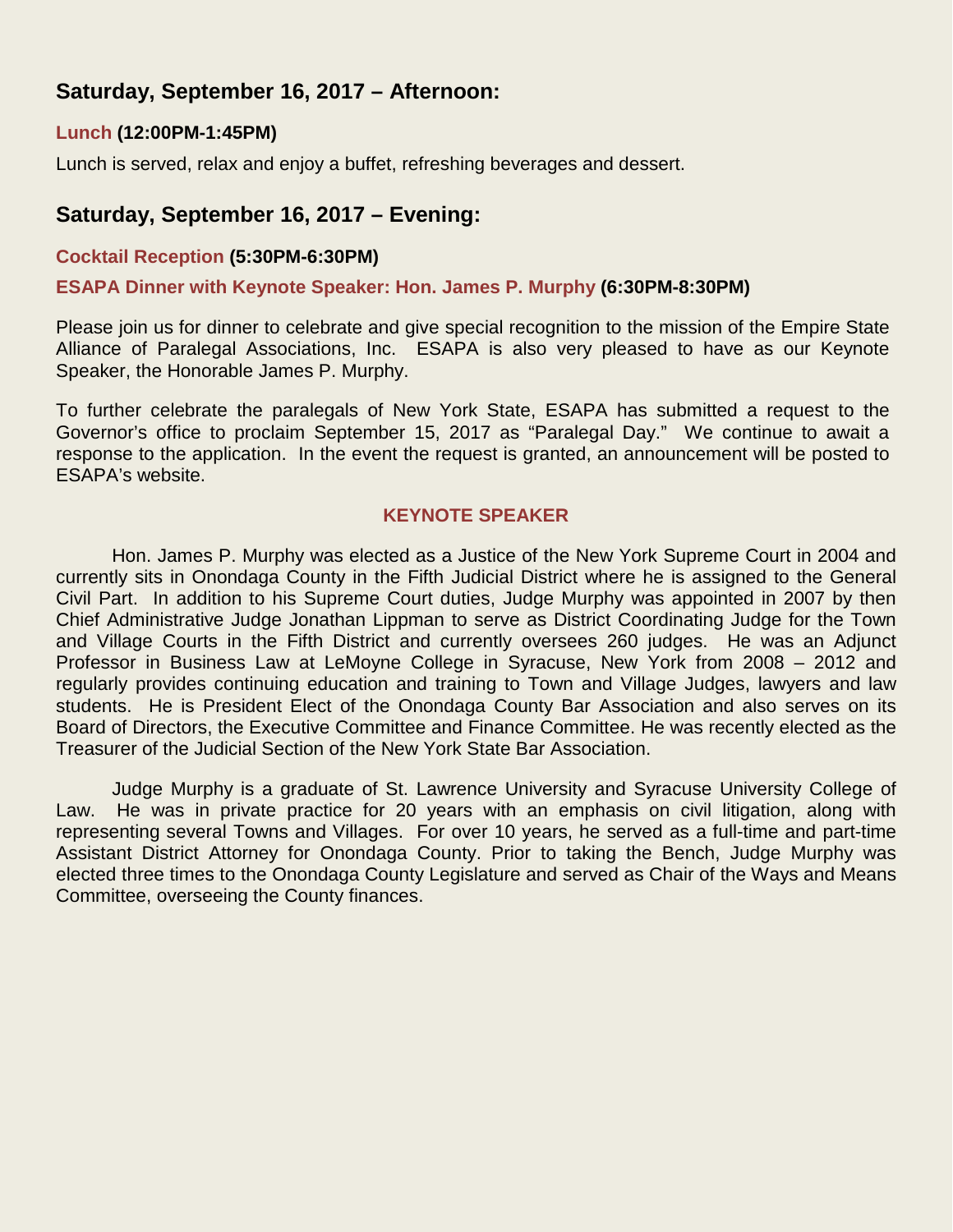## Saturday, September 16, 2017 – Afternoon:

**Lunch (12:00PM-1:45PM)**

Lunch is served, relax and enjoy a buffet, refreshing beverages and dessert.

## Saturday, September 16, 2017 – Evening:

**Cocktail Reception (5:30PM-6:30PM)**

**ESAPA Dinner with Keynote Speaker: Hon. James P. Murphy (6:30PM-8:30PM)**

Please join us for dinner to celebrate and give special recognition to the mission of the Empire State Alliance of Paralegal Associations, Inc. ESAPA is also very pleased to have as our Keynote Speaker, the Honorable James P. Murphy.

To further celebrate the paralegals of New York State, ESAPA has submitted a request to the Governor's office to proclaim September 15, 2017 as "Paralegal Day." We continue to await a response to the application. In the event the request is granted, an announcement will be posted to ESAPA's website.

### KEYNOTE SPEAKER

Hon. James P. Murphy was elected as a Justice of the New York Supreme Court in 2004 and currently sits in Onondaga County in the Fifth Judicial District where he is assigned to the General Civil Part. In addition to his Supreme Court duties, Judge Murphy was appointed in 2007 by then Chief Administrative Judge Jonathan Lippman to serve as District Coordinating Judge for the Town and Village Courts in the Fifth District and currently oversees 260 judges. He was an Adjunct Professor in Business Law at LeMoyne College in Syracuse, New York from 2008 – 2012 and regularly provides continuing education and training to Town and Village Judges, lawyers and law students. He is President Elect of the Onondaga County Bar Association and also serves on its Board of Directors, the Executive Committee and Finance Committee. He was recently elected as the Treasurer of the Judicial Section of the New York State Bar Association.

Judge Murphy is a graduate of St. Lawrence University and Syracuse University College of Law. He was in private practice for 20 years with an emphasis on civil litigation, along with representing several Towns and Villages. For over 10 years, he served as a full-time and part-time Assistant District Attorney for Onondaga County. Prior to taking the Bench, Judge Murphy was elected three times to the Onondaga County Legislature and served as Chair of the Ways and Means Committee, overseeing the County finances.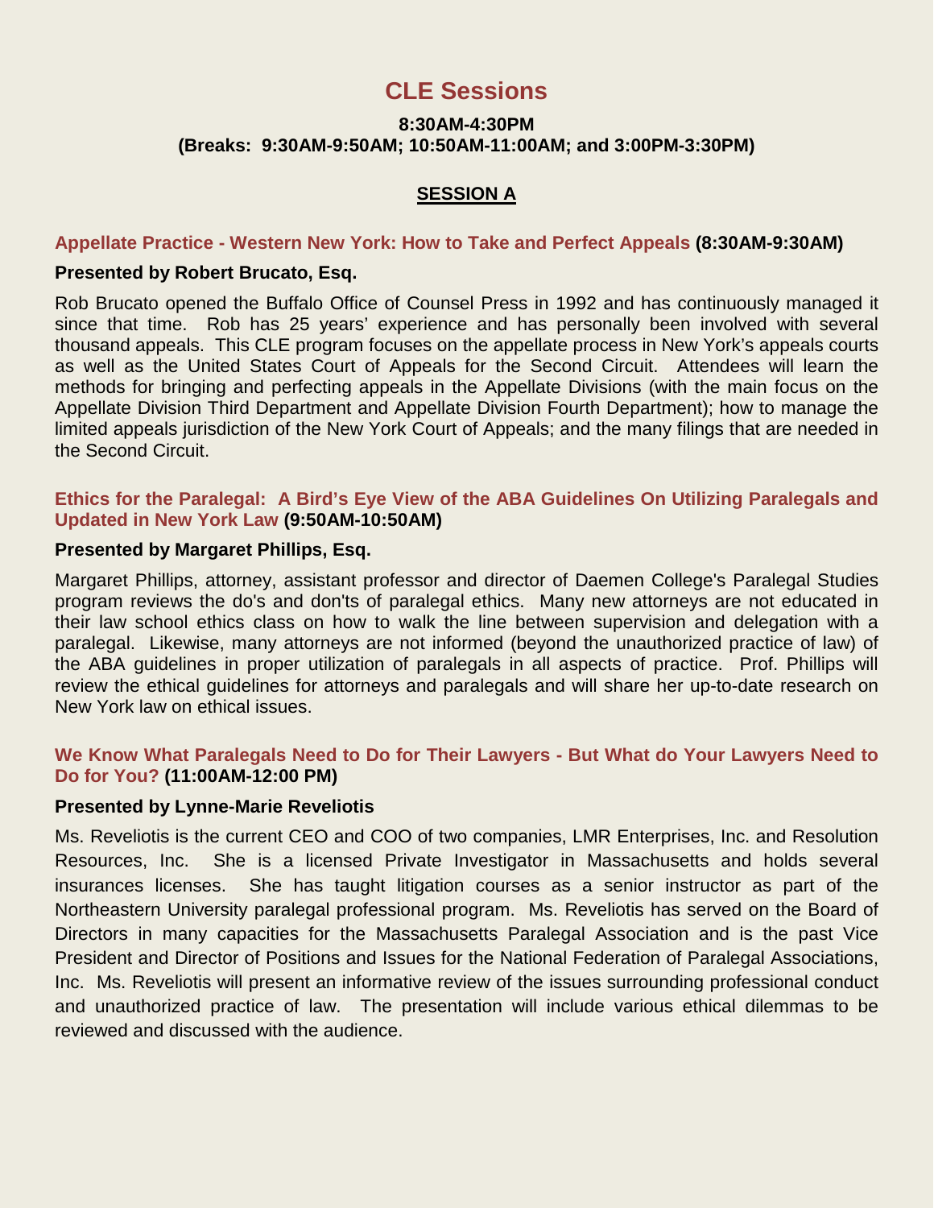# CLE Sessions

**8:30AM-4:30PM**
**(Breaks: 9:30AM-9:50AM; 10:50AM-11:00AM; and 3:00PM-3:30PM)**

## SESSION A

### Appellate Practice - Western New York: How to Take and Perfect Appeals (8:30AM-9:30AM)

**Presented by Robert Brucato, Esq.**

Rob Brucato opened the Buffalo Office of Counsel Press in 1992 and has continuously managed it since that time. Rob has 25 years' experience and has personally been involved with several thousand appeals. This CLE program focuses on the appellate process in New York's appeals courts as well as the United States Court of Appeals for the Second Circuit. Attendees will learn the methods for bringing and perfecting appeals in the Appellate Divisions (with the main focus on the Appellate Division Third Department and Appellate Division Fourth Department); how to manage the limited appeals jurisdiction of the New York Court of Appeals; and the many filings that are needed in the Second Circuit.

### Ethics for the Paralegal: A Bird's Eye View of the ABA Guidelines On Utilizing Paralegals and Updated in New York Law (9:50AM-10:50AM)

**Presented by Margaret Phillips, Esq.**

Margaret Phillips, attorney, assistant professor and director of Daemen College's Paralegal Studies program reviews the do's and don'ts of paralegal ethics. Many new attorneys are not educated in their law school ethics class on how to walk the line between supervision and delegation with a paralegal. Likewise, many attorneys are not informed (beyond the unauthorized practice of law) of the ABA guidelines in proper utilization of paralegals in all aspects of practice. Prof. Phillips will review the ethical guidelines for attorneys and paralegals and will share her up-to-date research on New York law on ethical issues.

### We Know What Paralegals Need to Do for Their Lawyers - But What do Your Lawyers Need to Do for You? (11:00AM-12:00 PM)

**Presented by Lynne-Marie Reveliotis**

Ms. Reveliotis is the current CEO and COO of two companies, LMR Enterprises, Inc. and Resolution Resources, Inc. She is a licensed Private Investigator in Massachusetts and holds several insurances licenses. She has taught litigation courses as a senior instructor as part of the Northeastern University paralegal professional program. Ms. Reveliotis has served on the Board of Directors in many capacities for the Massachusetts Paralegal Association and is the past Vice President and Director of Positions and Issues for the National Federation of Paralegal Associations, Inc. Ms. Reveliotis will present an informative review of the issues surrounding professional conduct and unauthorized practice of law. The presentation will include various ethical dilemmas to be reviewed and discussed with the audience.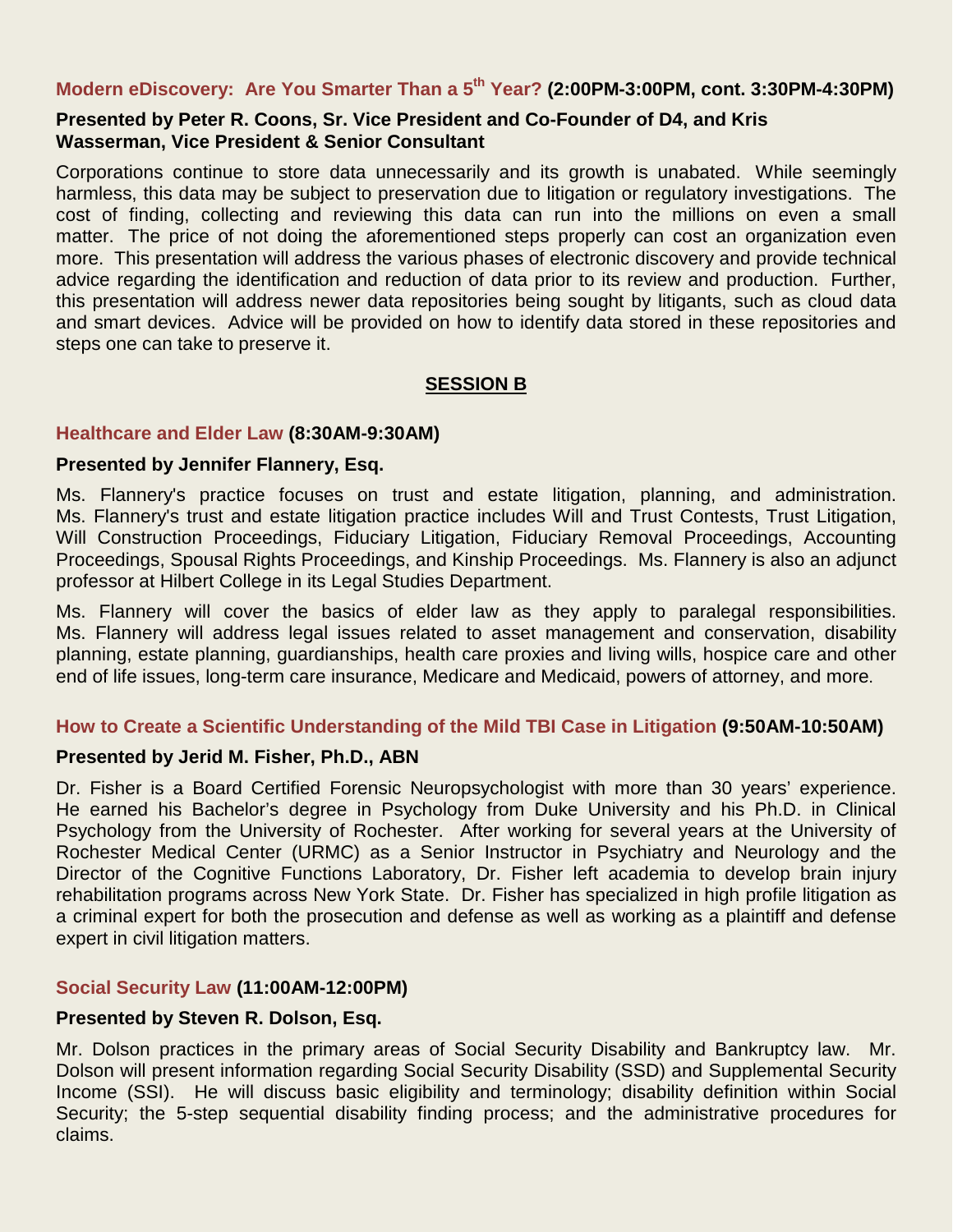### Modern eDiscovery: Are You Smarter Than a 5th Year? (2:00PM-3:00PM, cont. 3:30PM-4:30PM)

**Presented by Peter R. Coons, Sr. Vice President and Co-Founder of D4, and Kris Wasserman, Vice President & Senior Consultant**

Corporations continue to store data unnecessarily and its growth is unabated. While seemingly harmless, this data may be subject to preservation due to litigation or regulatory investigations. The cost of finding, collecting and reviewing this data can run into the millions on even a small matter. The price of not doing the aforementioned steps properly can cost an organization even more. This presentation will address the various phases of electronic discovery and provide technical advice regarding the identification and reduction of data prior to its review and production. Further, this presentation will address newer data repositories being sought by litigants, such as cloud data and smart devices. Advice will be provided on how to identify data stored in these repositories and steps one can take to preserve it.

## SESSION B

### Healthcare and Elder Law (8:30AM-9:30AM)

**Presented by Jennifer Flannery, Esq.**

Ms. Flannery's practice focuses on trust and estate litigation, planning, and administration. Ms. Flannery's trust and estate litigation practice includes Will and Trust Contests, Trust Litigation, Will Construction Proceedings, Fiduciary Litigation, Fiduciary Removal Proceedings, Accounting Proceedings, Spousal Rights Proceedings, and Kinship Proceedings. Ms. Flannery is also an adjunct professor at Hilbert College in its Legal Studies Department.

Ms. Flannery will cover the basics of elder law as they apply to paralegal responsibilities. Ms. Flannery will address legal issues related to asset management and conservation, disability planning, estate planning, guardianships, health care proxies and living wills, hospice care and other end of life issues, long-term care insurance, Medicare and Medicaid, powers of attorney, and more.

### How to Create a Scientific Understanding of the Mild TBI Case in Litigation (9:50AM-10:50AM)

**Presented by Jerid M. Fisher, Ph.D., ABN**

Dr. Fisher is a Board Certified Forensic Neuropsychologist with more than 30 years' experience. He earned his Bachelor's degree in Psychology from Duke University and his Ph.D. in Clinical Psychology from the University of Rochester. After working for several years at the University of Rochester Medical Center (URMC) as a Senior Instructor in Psychiatry and Neurology and the Director of the Cognitive Functions Laboratory, Dr. Fisher left academia to develop brain injury rehabilitation programs across New York State. Dr. Fisher has specialized in high profile litigation as a criminal expert for both the prosecution and defense as well as working as a plaintiff and defense expert in civil litigation matters.

### Social Security Law (11:00AM-12:00PM)

**Presented by Steven R. Dolson, Esq.**

Mr. Dolson practices in the primary areas of Social Security Disability and Bankruptcy law. Mr. Dolson will present information regarding Social Security Disability (SSD) and Supplemental Security Income (SSI). He will discuss basic eligibility and terminology; disability definition within Social Security; the 5-step sequential disability finding process; and the administrative procedures for claims.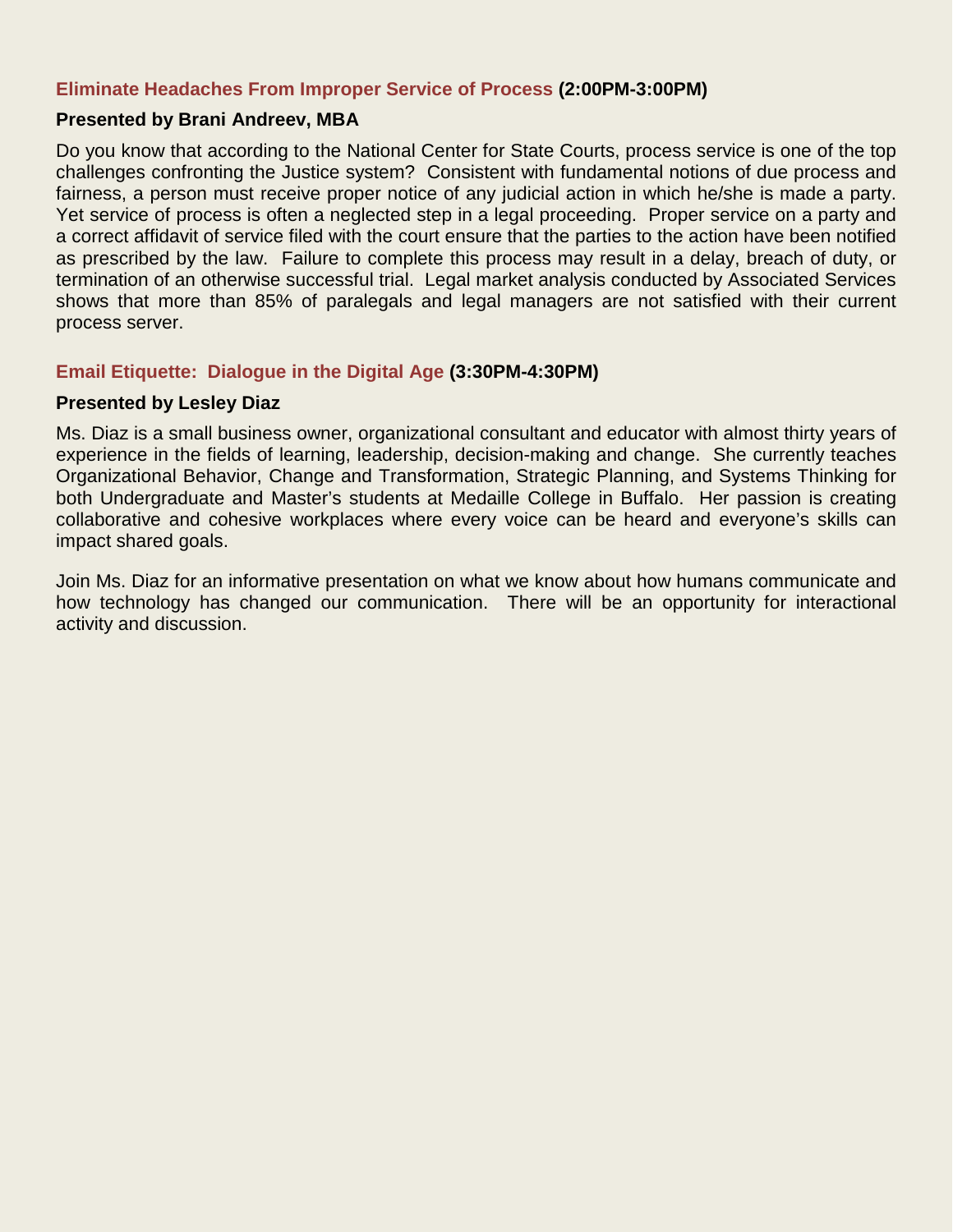### Eliminate Headaches From Improper Service of Process (2:00PM-3:00PM)

**Presented by Brani Andreev, MBA**

Do you know that according to the National Center for State Courts, process service is one of the top challenges confronting the Justice system? Consistent with fundamental notions of due process and fairness, a person must receive proper notice of any judicial action in which he/she is made a party. Yet service of process is often a neglected step in a legal proceeding. Proper service on a party and a correct affidavit of service filed with the court ensure that the parties to the action have been notified as prescribed by the law. Failure to complete this process may result in a delay, breach of duty, or termination of an otherwise successful trial. Legal market analysis conducted by Associated Services shows that more than 85% of paralegals and legal managers are not satisfied with their current process server.

### Email Etiquette: Dialogue in the Digital Age (3:30PM-4:30PM)

**Presented by Lesley Diaz**

Ms. Diaz is a small business owner, organizational consultant and educator with almost thirty years of experience in the fields of learning, leadership, decision-making and change. She currently teaches Organizational Behavior, Change and Transformation, Strategic Planning, and Systems Thinking for both Undergraduate and Master's students at Medaille College in Buffalo. Her passion is creating collaborative and cohesive workplaces where every voice can be heard and everyone's skills can impact shared goals.

Join Ms. Diaz for an informative presentation on what we know about how humans communicate and how technology has changed our communication. There will be an opportunity for interactional activity and discussion.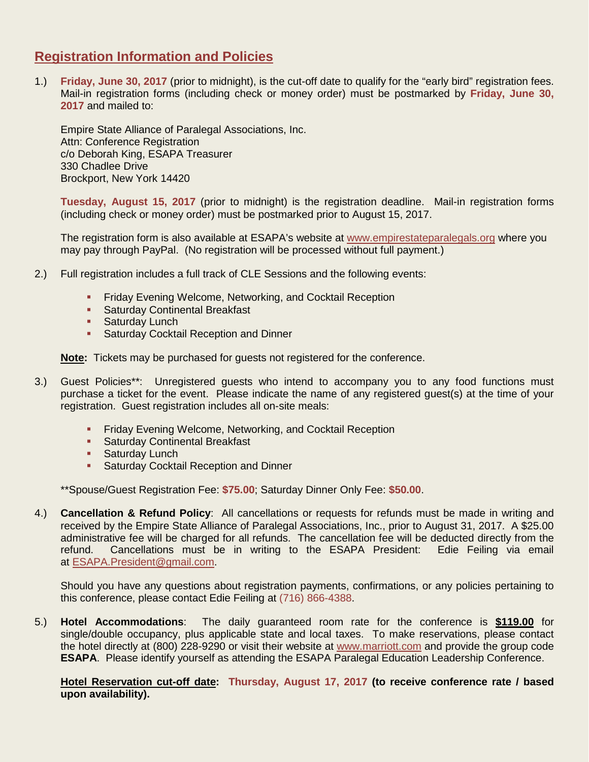## Registration Information and Policies

1.) **Friday, June 30, 2017** (prior to midnight), is the cut-off date to qualify for the "early bird" registration fees. Mail-in registration forms (including check or money order) must be postmarked by **Friday, June 30, 2017** and mailed to:

Empire State Alliance of Paralegal Associations, Inc.
Attn: Conference Registration
c/o Deborah King, ESAPA Treasurer
330 Chadlee Drive
Brockport, New York 14420

**Tuesday, August 15, 2017** (prior to midnight) is the registration deadline. Mail-in registration forms (including check or money order) must be postmarked prior to August 15, 2017.

The registration form is also available at ESAPA's website at www.empirestateparalegals.org where you may pay through PayPal. (No registration will be processed without full payment.)

2.) Full registration includes a full track of CLE Sessions and the following events:

- Friday Evening Welcome, Networking, and Cocktail Reception
- Saturday Continental Breakfast
- Saturday Lunch
- Saturday Cocktail Reception and Dinner

**Note:** Tickets may be purchased for guests not registered for the conference.

3.) Guest Policies**: Unregistered guests who intend to accompany you to any food functions must purchase a ticket for the event. Please indicate the name of any registered guest(s) at the time of your registration. Guest registration includes all on-site meals:

- Friday Evening Welcome, Networking, and Cocktail Reception
- Saturday Continental Breakfast
- Saturday Lunch
- Saturday Cocktail Reception and Dinner

**Spouse/Guest Registration Fee: **$75.00**; Saturday Dinner Only Fee: **$50.00**.

4.) **Cancellation & Refund Policy**: All cancellations or requests for refunds must be made in writing and received by the Empire State Alliance of Paralegal Associations, Inc., prior to August 31, 2017. A $25.00 administrative fee will be charged for all refunds. The cancellation fee will be deducted directly from the refund. Cancellations must be in writing to the ESAPA President: Edie Feiling via email at ESAPA.President@gmail.com.

Should you have any questions about registration payments, confirmations, or any policies pertaining to this conference, please contact Edie Feiling at (716) 866-4388.

5.) **Hotel Accommodations**: The daily guaranteed room rate for the conference is **$119.00** for single/double occupancy, plus applicable state and local taxes. To make reservations, please contact the hotel directly at (800) 228-9290 or visit their website at www.marriott.com and provide the group code **ESAPA**. Please identify yourself as attending the ESAPA Paralegal Education Leadership Conference.

**Hotel Reservation cut-off date: Thursday, August 17, 2017 (to receive conference rate / based upon availability).**